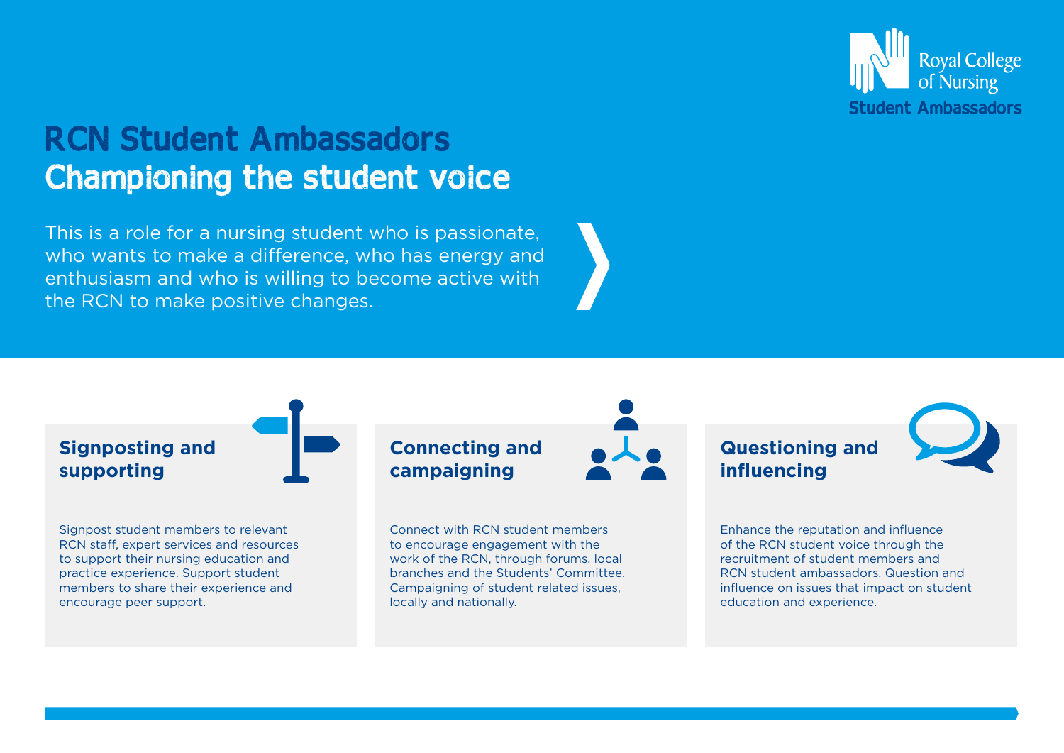Royal College of Nursing
Student Ambassadors

# RCN Student Ambassadors
## Championing the student voice

This is a role for a nursing student who is passionate, who wants to make a difference, who has energy and enthusiasm and who is willing to become active with the RCN to make positive changes.

### Signposting and supporting

Signpost student members to relevant RCN staff, expert services and resources to support their nursing education and practice experience. Support student members to share their experience and encourage peer support.

### Connecting and campaigning

Connect with RCN student members to encourage engagement with the work of the RCN, through forums, local branches and the Students' Committee. Campaigning of student related issues, locally and nationally.

### Questioning and influencing

Enhance the reputation and influence of the RCN student voice through the recruitment of student members and RCN student ambassadors. Question and influence on issues that impact on student education and experience.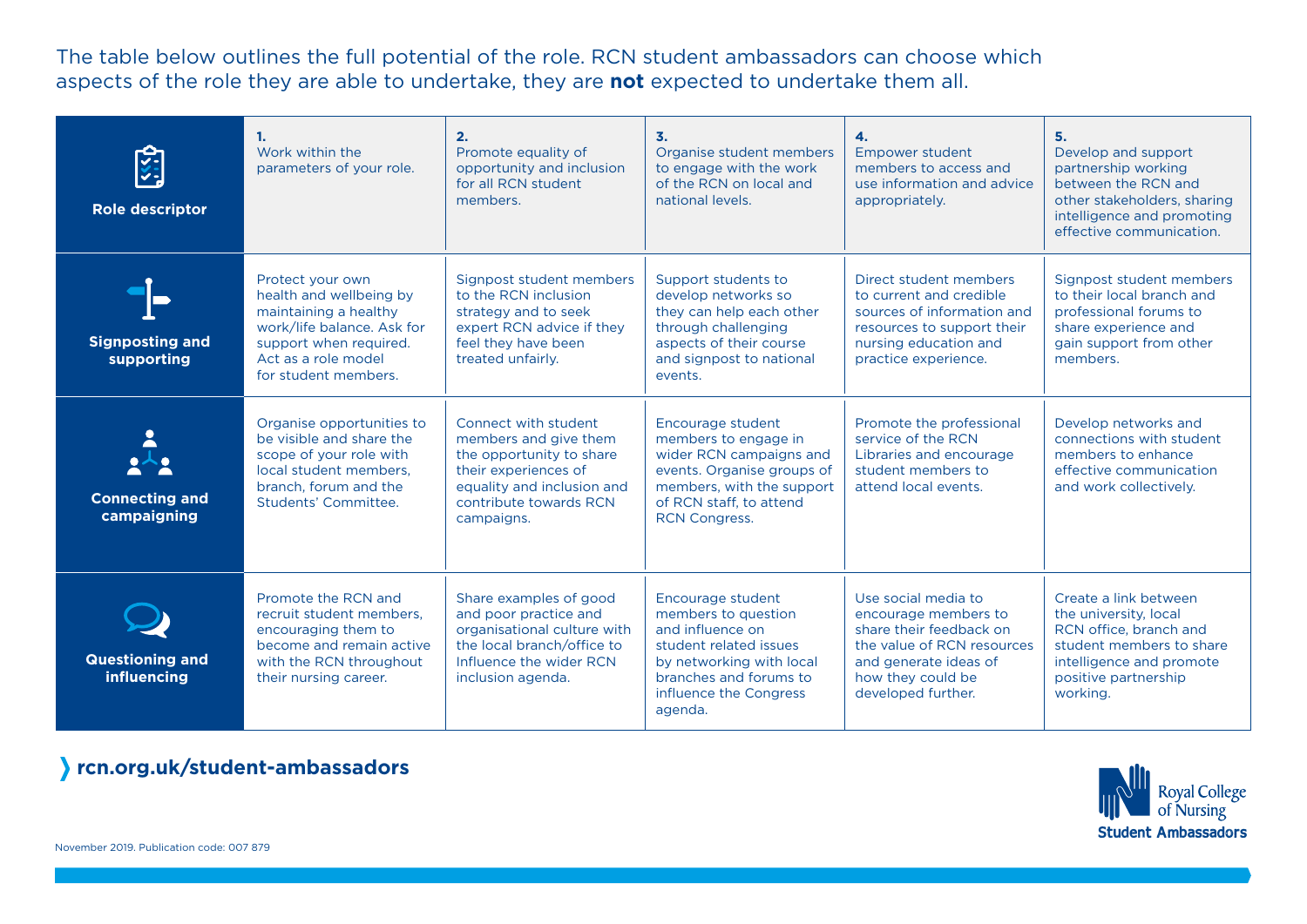The table below outlines the full potential of the role. RCN student ambassadors can choose which aspects of the role they are able to undertake, they are **not** expected to undertake them all.

| **Role descriptor** | **1.** Work within the parameters of your role. | **2.** Promote equality of opportunity and inclusion for all RCN student members. | **3.** Organise student members to engage with the work of the RCN on local and national levels. | **4.** Empower student members to access and use information and advice appropriately. | **5.** Develop and support partnership working between the RCN and other stakeholders, sharing intelligence and promoting effective communication. |
|---|---|---|---|---|---|
| **Signposting and supporting** | Protect your own health and wellbeing by maintaining a healthy work/life balance. Ask for support when required. Act as a role model for student members. | Signpost student members to the RCN inclusion strategy and to seek expert RCN advice if they feel they have been treated unfairly. | Support students to develop networks so they can help each other through challenging aspects of their course and signpost to national events. | Direct student members to current and credible sources of information and resources to support their nursing education and practice experience. | Signpost student members to their local branch and professional forums to share experience and gain support from other members. |
| **Connecting and campaigning** | Organise opportunities to be visible and share the scope of your role with local student members, branch, forum and the Students' Committee. | Connect with student members and give them the opportunity to share their experiences of equality and inclusion and contribute towards RCN campaigns. | Encourage student members to engage in wider RCN campaigns and events. Organise groups of members, with the support of RCN staff, to attend RCN Congress. | Promote the professional service of the RCN Libraries and encourage student members to attend local events. | Develop networks and connections with student members to enhance effective communication and work collectively. |
| **Questioning and influencing** | Promote the RCN and recruit student members, encouraging them to become and remain active with the RCN throughout their nursing career. | Share examples of good and poor practice and organisational culture with the local branch/office to Influence the wider RCN inclusion agenda. | Encourage student members to question and influence on student related issues by networking with local branches and forums to influence the Congress agenda. | Use social media to encourage members to share their feedback on the value of RCN resources and generate ideas of how they could be developed further. | Create a link between the university, local RCN office, branch and student members to share intelligence and promote positive partnership working. |

**rcn.org.uk/student-ambassadors**

Royal College of Nursing
Student Ambassadors

November 2019. Publication code: 007 879